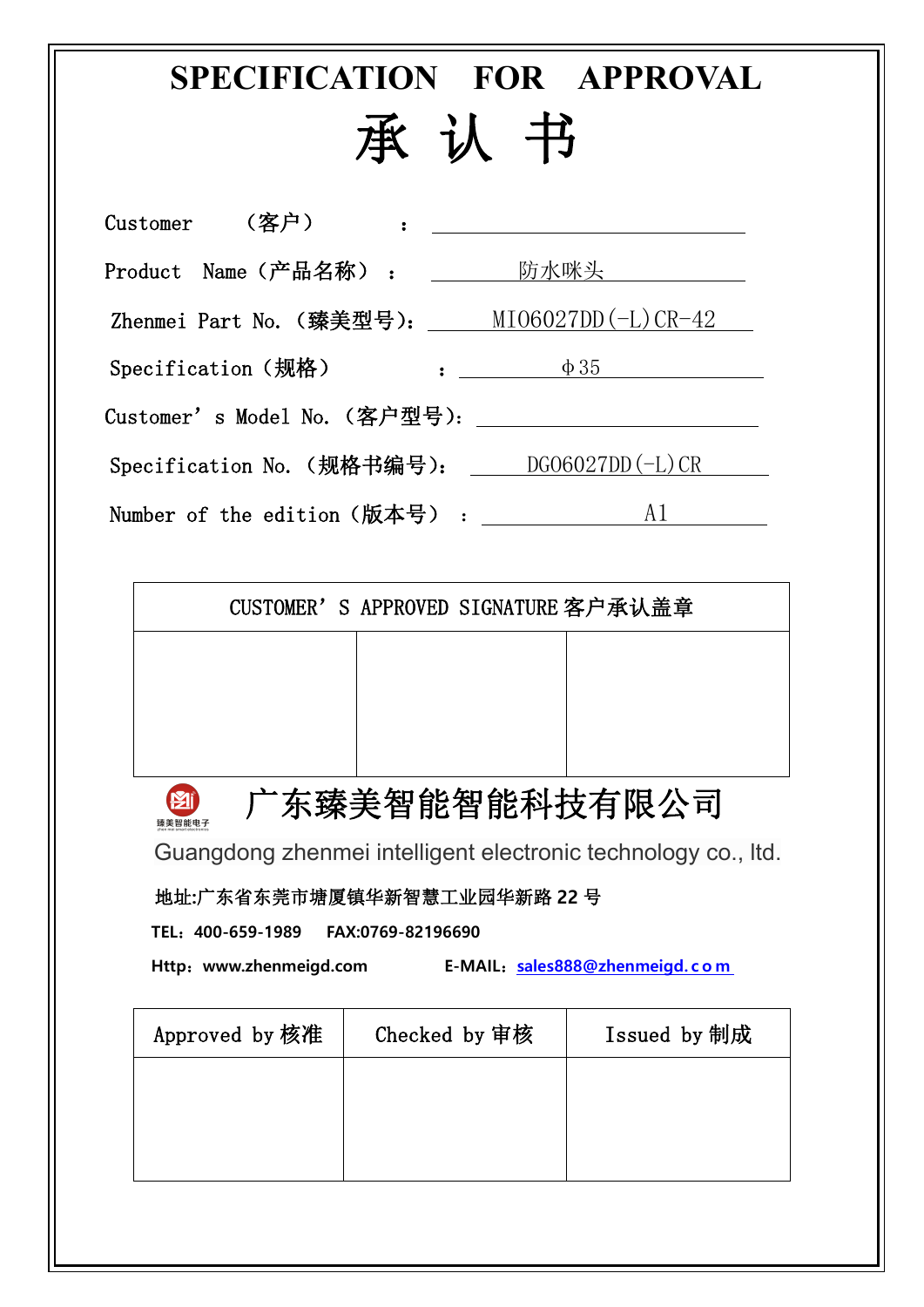# SPECIFICATION FOR APPROVAL

# 承 认 书

Customer （客户） ：

Product Name（产品名称）：防水咪头

Zhenmei Part No.（臻美型号）：MI06027DD(-L)CR-42

Specification（规格）：φ35

Customer’s Model No.（客户型号）：

Specification No.（规格书编号）：DG06027DD(-L)CR

Number of the edition（版本号）：A1

| CUSTOMER’S APPROVED SIGNATURE 客户承认盖章 | | |
|---|---|---|
| | | |

## 广东臻美智能智能科技有限公司

Guangdong zhenmei intelligent electronic technology co., ltd.

**地址:广东省东莞市塘厦镇华新智慧工业园华新路 22 号**

**TEL：400-659-1989　FAX:0769-82196690**

**Http：www.zhenmeigd.com　E-MAIL：sales888@zhenmeigd.com**

| Approved by 核准 | Checked by 审核 | Issued by 制成 |
|---|---|---|
| | | |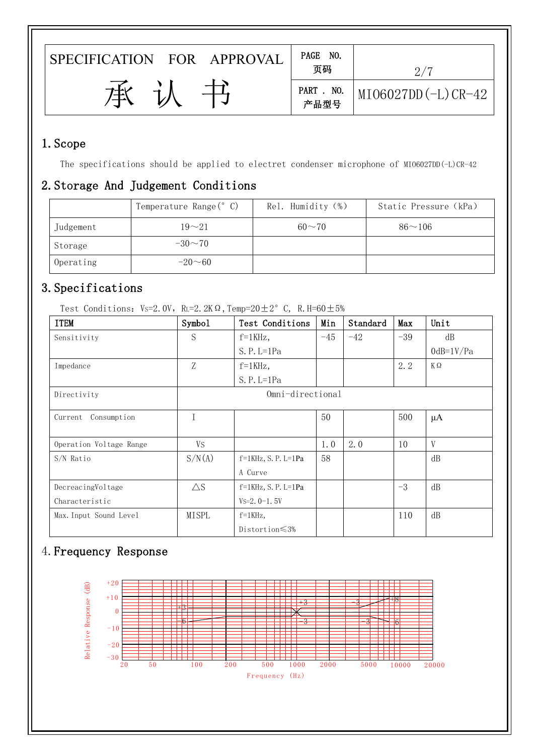| SPECIFICATION FOR APPROVAL 承 认 书 | PAGE NO. 页码 | 2/7 |
|---|---|---|
| | PART . NO. 产品型号 | MI06027DD(-L)CR-42 |

## 1. Scope

The specifications should be applied to electret condenser microphone of MI06027DD(-L)CR-42

## 2. Storage And Judgement Conditions

| | Temperature Range(° C) | Rel. Humidity (%) | Static Pressure (kPa) |
|---|---|---|---|
| Judgement | 19～21 | 60～70 | 86～106 |
| Storage | -30～70 | | |
| Operating | -20～60 | | |

## 3. Specifications

Test Conditions：$V_S$=2.0V，$R_L$=2.2KΩ，Temp=20±2° C, R.H=60±5%

| ITEM | Symbol | Test Conditions | Min | Standard | Max | Unit |
|---|---|---|---|---|---|---|
| Sensitivity | S | f=1KHz, S.P.L=1Pa | -45 | -42 | -39 | dB 0dB=1V/Pa |
| Impedance | Z | f=1KHz, S.P.L=1Pa | | | 2.2 | KΩ |
| Directivity | Omni-directional | | | | | |
| Current Consumption | I | | 50 | | 500 | μA |
| Operation Voltage Range | VS | | 1.0 | 2.0 | 10 | V |
| S/N Ratio | S/N(A) | f=1KHz, S.P.L=1Pa A Curve | 58 | | | dB |
| DecreacingVoltage Characteristic | △S | f=1KHz, S.P.L=1Pa $V_S$=2.0-1.5V | | | -3 | dB |
| Max. Input Sound Level | MISPL | f=1KHz, Distortion≤3% | | | 110 | dB |

## 4. Frequency Response

Relative Response (dB): +20, +10, 0, -10, -20, -30

Frequency (Hz): 20, 50, 100, 200, 500, 1000, 2000, 5000, 10000, 20000

Curve markers: +3, -6, +3, -3, -3, -3, +8, -6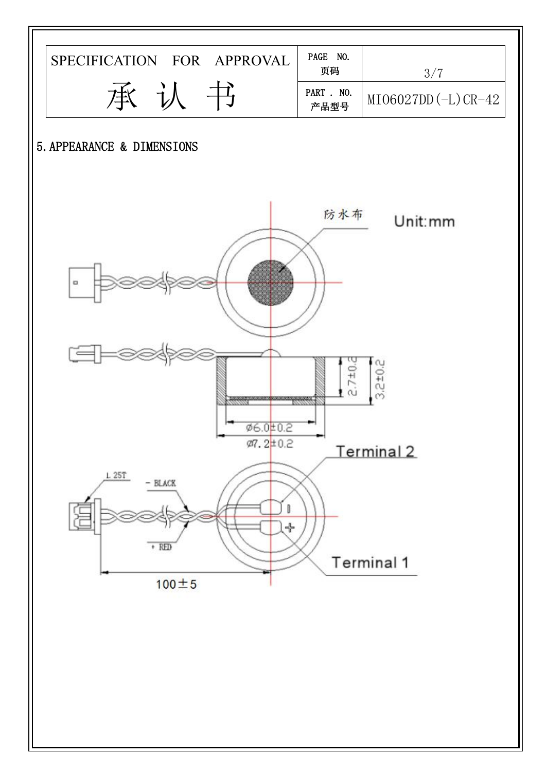| SPECIFICATION FOR APPROVAL 承 认 书 | PAGE NO. 页码 | 3/7 |
|---|---|---|
| | PART . NO. 产品型号 | MIO6027DD(-L)CR-42 |

## 5. APPEARANCE & DIMENSIONS

防水布

Unit:mm

2.7±0.2

3.2±0.2

Ø6.0±0.2

Ø7.2±0.2

Terminal 2

L 25T

- BLACK

+ RED

Terminal 1

100±5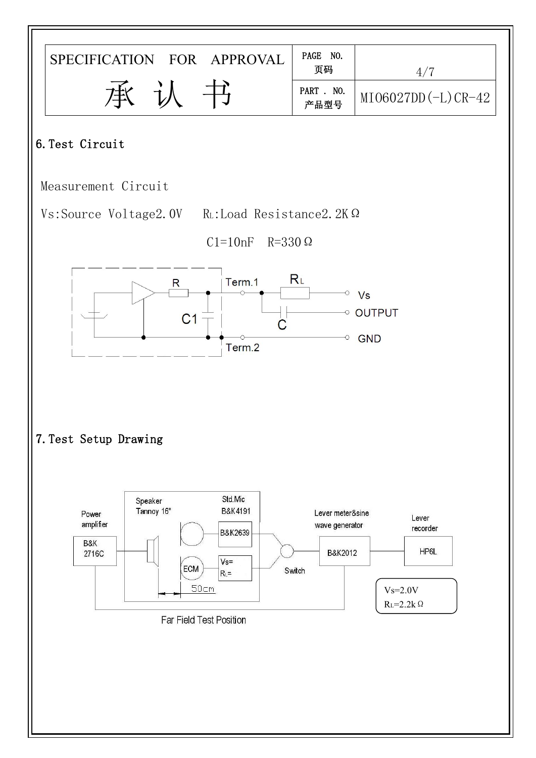| SPECIFICATION FOR APPROVAL 承 认 书 | PAGE NO. 页码 | 4/7 |
|---|---|---|
| | PART . NO. 产品型号 | MIO6027DD(-L)CR-42 |

## 6. Test Circuit

Measurement Circuit

Vs:Source Voltage2.0V   $R_L$:Load Resistance2.2KΩ

C1=10nF   R=330Ω

R  C1  Term.1  $R_L$  C  Vs  OUTPUT  GND  Term.2

## 7. Test Setup Drawing

Power amplifier  B&K 2716C

Speaker Tannoy 16"

Std.Mic B&K4191  B&K2639

ECM  Vs=  $R_L$=

50cm

Switch

Lever meter&sine wave generator  B&K2012

Lever recorder  HP6L

Vs=2.0V
$R_L$=2.2kΩ

Far Field Test Position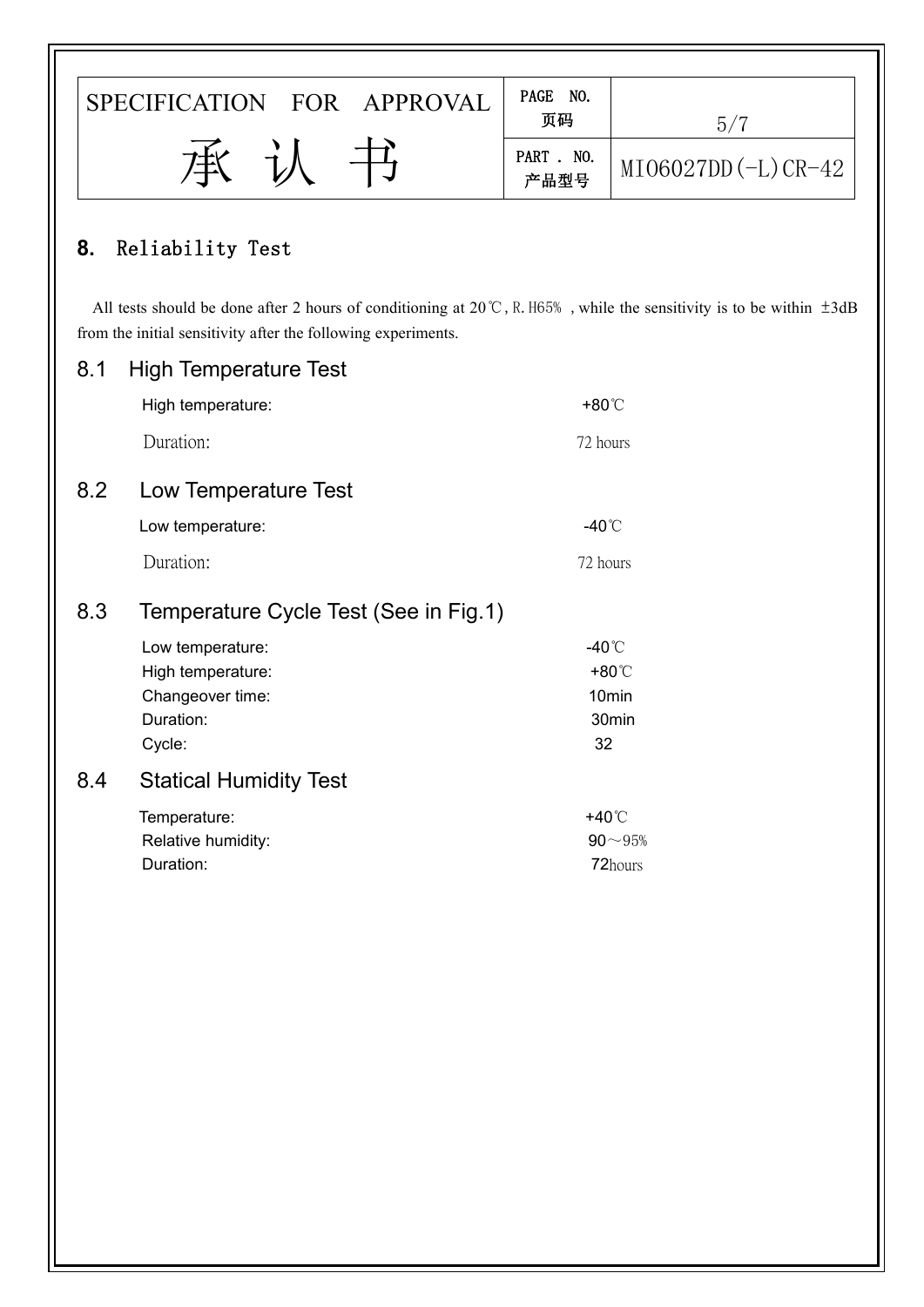| SPECIFICATION FOR APPROVAL 承 认 书 | PAGE NO. 页码 | 5/7 |
|---|---|---|
| | PART . NO. 产品型号 | MIO6027DD(-L)CR-42 |

## 8. Reliability Test

All tests should be done after 2 hours of conditioning at 20℃, R.H65% , while the sensitivity is to be within ±3dB from the initial sensitivity after the following experiments.

### 8.1 High Temperature Test

| | |
|---|---|
| High temperature: | +80℃ |
| Duration: | 72 hours |

### 8.2 Low Temperature Test

| | |
|---|---|
| Low temperature: | -40℃ |
| Duration: | 72 hours |

### 8.3 Temperature Cycle Test (See in Fig.1)

| | |
|---|---|
| Low temperature: | -40℃ |
| High temperature: | +80℃ |
| Changeover time: | 10min |
| Duration: | 30min |
| Cycle: | 32 |

### 8.4 Statical Humidity Test

| | |
|---|---|
| Temperature: | +40℃ |
| Relative humidity: | 90～95% |
| Duration: | 72hours |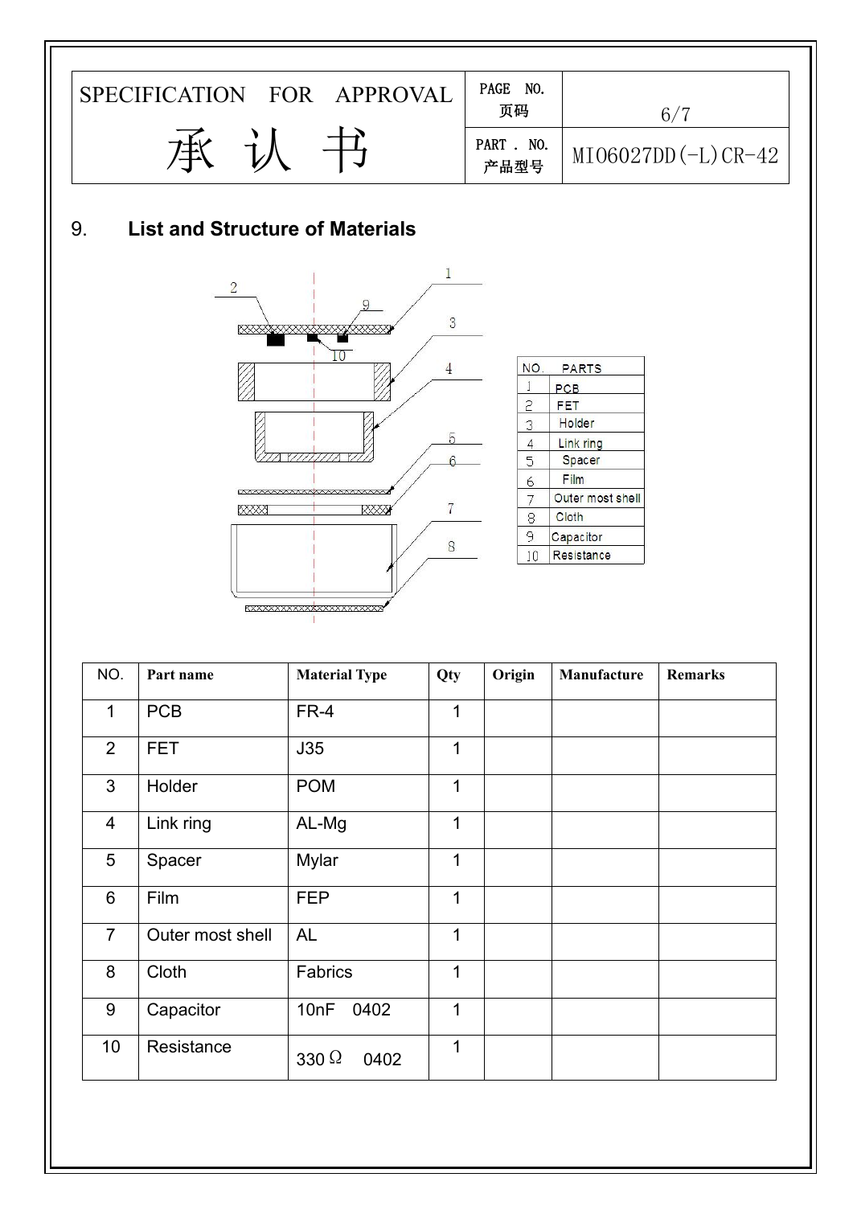| SPECIFICATION FOR APPROVAL 承认书 | PAGE NO. 页码 | 6/7 |
| --- | --- | --- |
| | PART . NO. 产品型号 | MIO6027DD(-L)CR-42 |

## 9. List and Structure of Materials

| NO. | PARTS |
| --- | --- |
| 1 | PCB |
| 2 | FET |
| 3 | Holder |
| 4 | Link ring |
| 5 | Spacer |
| 6 | Film |
| 7 | Outer most shell |
| 8 | Cloth |
| 9 | Capacitor |
| 10 | Resistance |

| NO. | Part name | Material Type | Qty | Origin | Manufacture | Remarks |
| --- | --- | --- | --- | --- | --- | --- |
| 1 | PCB | FR-4 | 1 | | | |
| 2 | FET | J35 | 1 | | | |
| 3 | Holder | POM | 1 | | | |
| 4 | Link ring | AL-Mg | 1 | | | |
| 5 | Spacer | Mylar | 1 | | | |
| 6 | Film | FEP | 1 | | | |
| 7 | Outer most shell | AL | 1 | | | |
| 8 | Cloth | Fabrics | 1 | | | |
| 9 | Capacitor | 10nF 0402 | 1 | | | |
| 10 | Resistance | 330Ω 0402 | 1 | | | |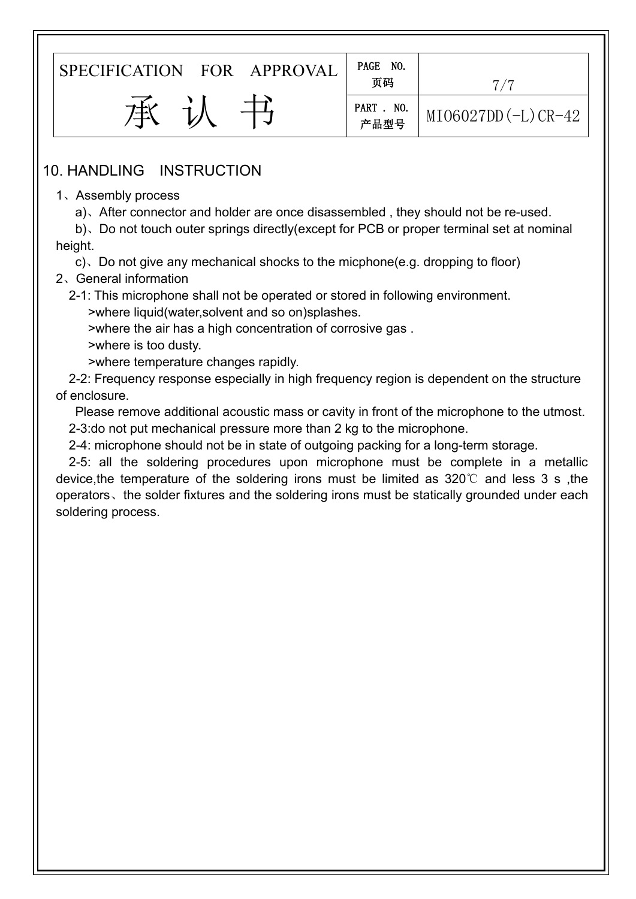| SPECIFICATION FOR APPROVAL 承 认 书 | PAGE NO. 页码 | 7/7 |
|---|---|---|
| | PART . NO. 产品型号 | MIO6027DD(-L)CR-42 |

## 10. HANDLING INSTRUCTION

1、Assembly process

a)、After connector and holder are once disassembled , they should not be re-used.

b)、Do not touch outer springs directly(except for PCB or proper terminal set at nominal height.

c)、Do not give any mechanical shocks to the micphone(e.g. dropping to floor)

2、General information

2-1: This microphone shall not be operated or stored in following environment.

>where liquid(water,solvent and so on)splashes.

>where the air has a high concentration of corrosive gas .

>where is too dusty.

>where temperature changes rapidly.

2-2: Frequency response especially in high frequency region is dependent on the structure of enclosure.

Please remove additional acoustic mass or cavity in front of the microphone to the utmost.

2-3:do not put mechanical pressure more than 2 kg to the microphone.

2-4: microphone should not be in state of outgoing packing for a long-term storage.

2-5: all the soldering procedures upon microphone must be complete in a metallic device,the temperature of the soldering irons must be limited as 320℃ and less 3 s ,the operators、the solder fixtures and the soldering irons must be statically grounded under each soldering process.